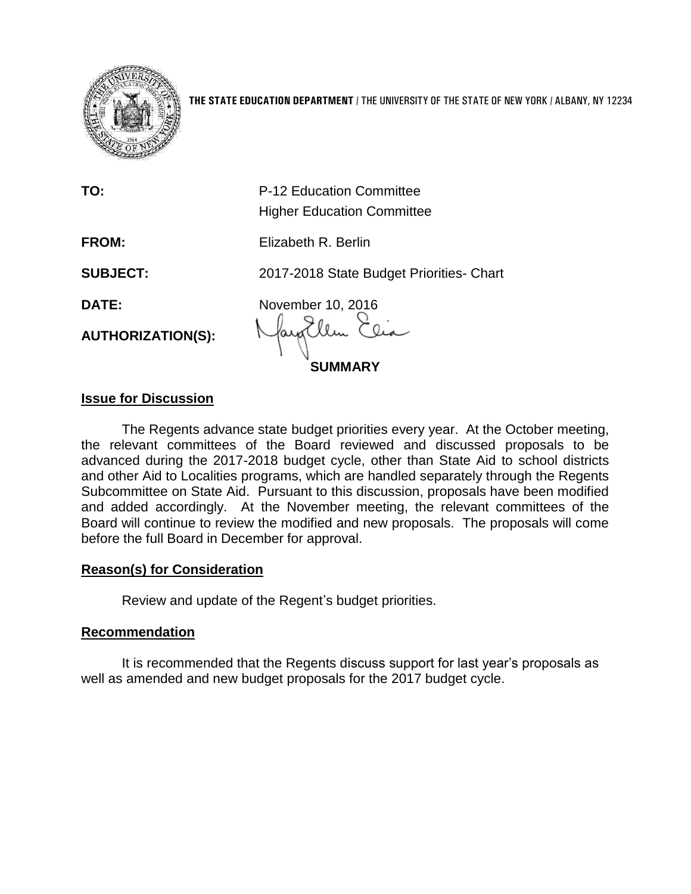**THE STATE EDUCATION DEPARTMENT** / THE UNIVERSITY OF THE STATE OF NEW YORK / ALBANY, NY 12234

| | |
|---|---|
| **TO:** | P-12 Education Committee<br>Higher Education Committee |
| **FROM:** | Elizabeth R. Berlin |
| **SUBJECT:** | 2017-2018 State Budget Priorities- Chart |
| **DATE:** | November 10, 2016 |
| **AUTHORIZATION(S):** | MaryEllen Elia |

**SUMMARY**

## Issue for Discussion

The Regents advance state budget priorities every year. At the October meeting, the relevant committees of the Board reviewed and discussed proposals to be advanced during the 2017-2018 budget cycle, other than State Aid to school districts and other Aid to Localities programs, which are handled separately through the Regents Subcommittee on State Aid. Pursuant to this discussion, proposals have been modified and added accordingly. At the November meeting, the relevant committees of the Board will continue to review the modified and new proposals. The proposals will come before the full Board in December for approval.

## Reason(s) for Consideration

Review and update of the Regent's budget priorities.

## Recommendation

It is recommended that the Regents discuss support for last year's proposals as well as amended and new budget proposals for the 2017 budget cycle.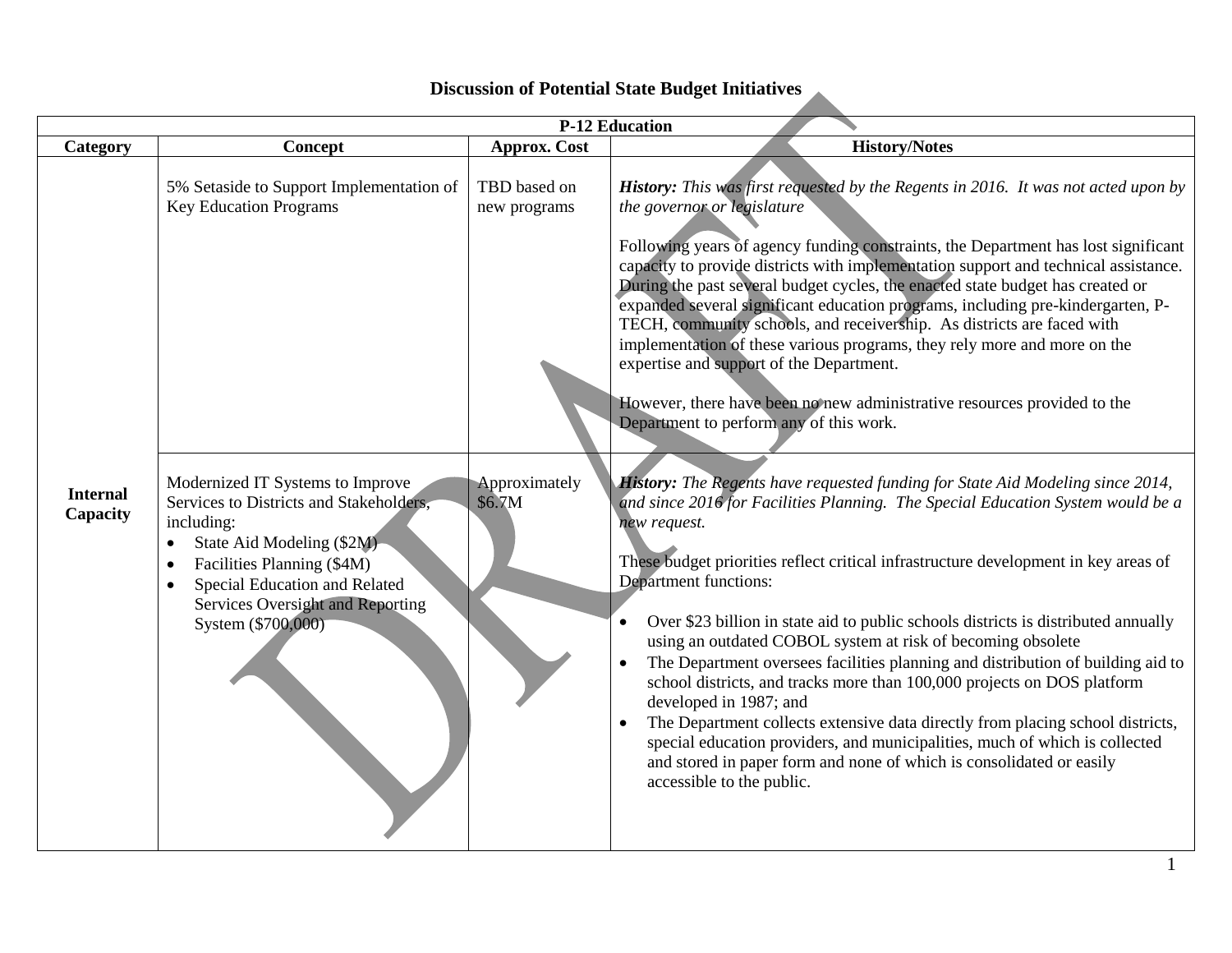# Discussion of Potential State Budget Initiatives

| P-12 Education | | | |
|---|---|---|---|
| **Category** | **Concept** | **Approx. Cost** | **History/Notes** |
| **Internal Capacity** | 5% Setaside to Support Implementation of Key Education Programs | TBD based on new programs | ***History:*** *This was first requested by the Regents in 2016. It was not acted upon by the governor or legislature*<br><br>Following years of agency funding constraints, the Department has lost significant capacity to provide districts with implementation support and technical assistance. During the past several budget cycles, the enacted state budget has created or expanded several significant education programs, including pre-kindergarten, P-TECH, community schools, and receivership. As districts are faced with implementation of these various programs, they rely more and more on the expertise and support of the Department.<br><br>However, there have been no new administrative resources provided to the Department to perform any of this work. |
| | Modernized IT Systems to Improve Services to Districts and Stakeholders, including:<br>• State Aid Modeling ($2M)<br>• Facilities Planning ($4M)<br>• Special Education and Related Services Oversight and Reporting System ($700,000) | Approximately $6.7M | ***History:*** *The Regents have requested funding for State Aid Modeling since 2014, and since 2016 for Facilities Planning. The Special Education System would be a new request.*<br><br>These budget priorities reflect critical infrastructure development in key areas of Department functions:<br><br>• Over $23 billion in state aid to public schools districts is distributed annually using an outdated COBOL system at risk of becoming obsolete<br>• The Department oversees facilities planning and distribution of building aid to school districts, and tracks more than 100,000 projects on DOS platform developed in 1987; and<br>• The Department collects extensive data directly from placing school districts, special education providers, and municipalities, much of which is collected and stored in paper form and none of which is consolidated or easily accessible to the public. |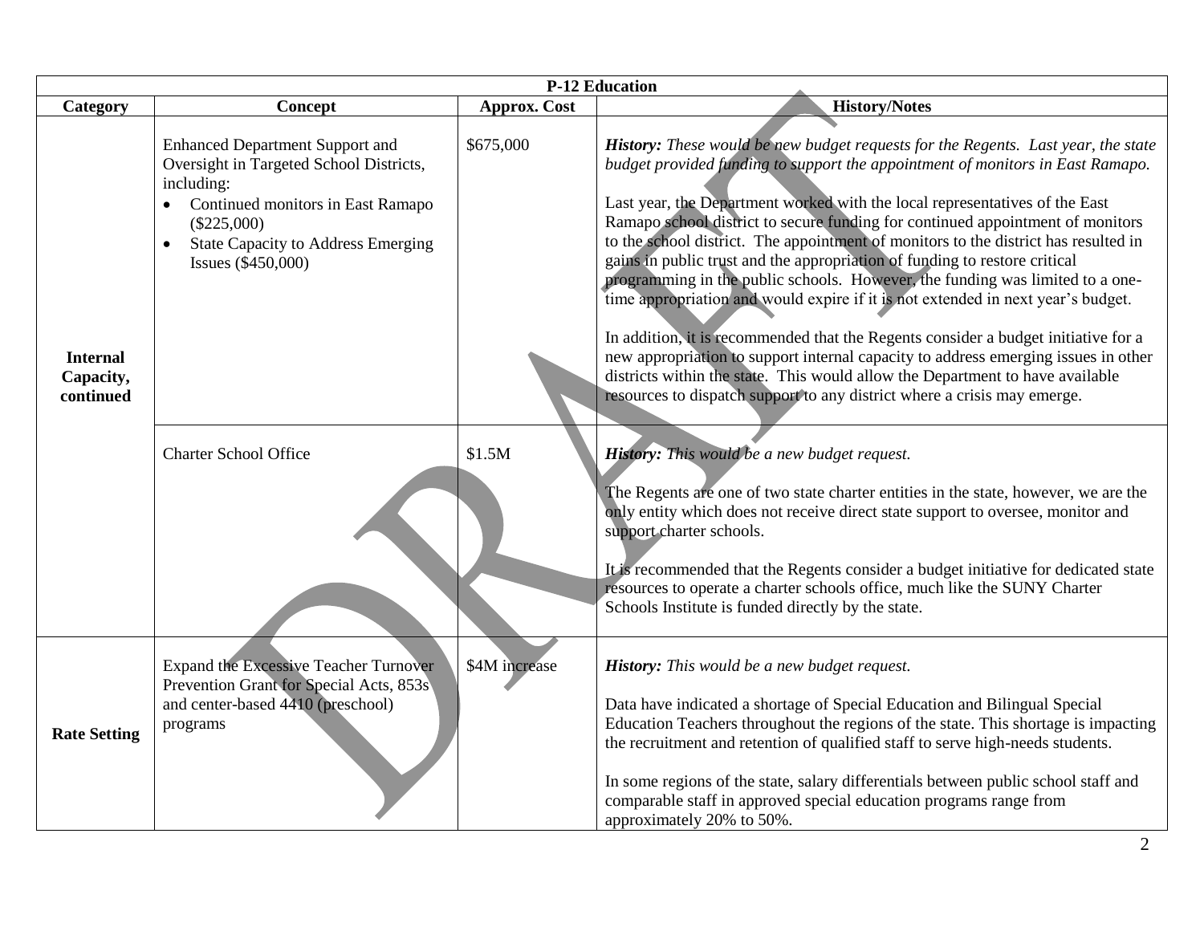| P-12 Education | | | |
|---|---|---|---|
| **Category** | **Concept** | **Approx. Cost** | **History/Notes** |
| **Internal Capacity, continued** | Enhanced Department Support and Oversight in Targeted School Districts, including:<br>• Continued monitors in East Ramapo ($225,000)<br>• State Capacity to Address Emerging Issues ($450,000) | $675,000 | ***History:*** *These would be new budget requests for the Regents. Last year, the state budget provided funding to support the appointment of monitors in East Ramapo.*<br><br>Last year, the Department worked with the local representatives of the East Ramapo school district to secure funding for continued appointment of monitors to the school district. The appointment of monitors to the district has resulted in gains in public trust and the appropriation of funding to restore critical programming in the public schools. However, the funding was limited to a one-time appropriation and would expire if it is not extended in next year's budget.<br><br>In addition, it is recommended that the Regents consider a budget initiative for a new appropriation to support internal capacity to address emerging issues in other districts within the state. This would allow the Department to have available resources to dispatch support to any district where a crisis may emerge. |
| | Charter School Office | $1.5M | ***History:*** *This would be a new budget request.*<br><br>The Regents are one of two state charter entities in the state, however, we are the only entity which does not receive direct state support to oversee, monitor and support charter schools.<br><br>It is recommended that the Regents consider a budget initiative for dedicated state resources to operate a charter schools office, much like the SUNY Charter Schools Institute is funded directly by the state. |
| **Rate Setting** | Expand the Excessive Teacher Turnover Prevention Grant for Special Acts, 853s and center-based 4410 (preschool) programs | $4M increase | ***History:*** *This would be a new budget request.*<br><br>Data have indicated a shortage of Special Education and Bilingual Special Education Teachers throughout the regions of the state. This shortage is impacting the recruitment and retention of qualified staff to serve high-needs students.<br><br>In some regions of the state, salary differentials between public school staff and comparable staff in approved special education programs range from approximately 20% to 50%. |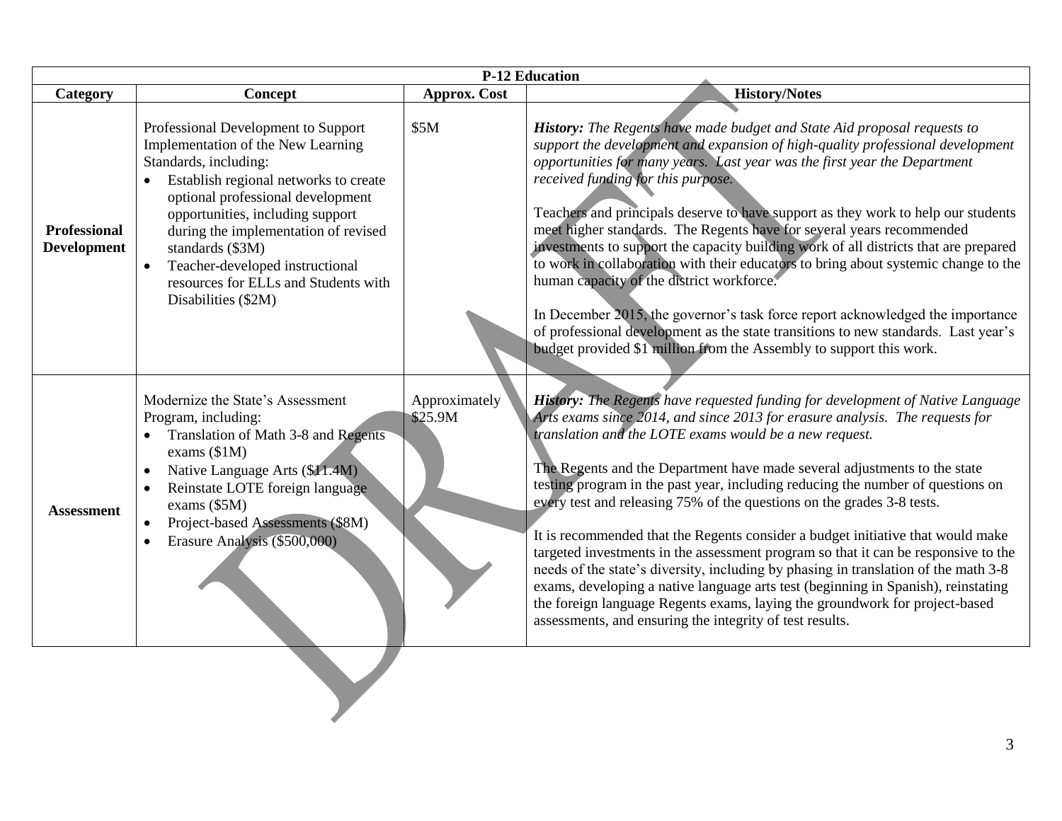| P-12 Education | | | |
|---|---|---|---|
| **Category** | **Concept** | **Approx. Cost** | **History/Notes** |
| **Professional Development** | Professional Development to Support Implementation of the New Learning Standards, including:<br>• Establish regional networks to create optional professional development opportunities, including support during the implementation of revised standards ($3M)<br>• Teacher-developed instructional resources for ELLs and Students with Disabilities ($2M) | $5M | ***History:*** *The Regents have made budget and State Aid proposal requests to support the development and expansion of high-quality professional development opportunities for many years. Last year was the first year the Department received funding for this purpose.*<br><br>Teachers and principals deserve to have support as they work to help our students meet higher standards. The Regents have for several years recommended investments to support the capacity building work of all districts that are prepared to work in collaboration with their educators to bring about systemic change to the human capacity of the district workforce.<br><br>In December 2015, the governor's task force report acknowledged the importance of professional development as the state transitions to new standards. Last year's budget provided $1 million from the Assembly to support this work. |
| **Assessment** | Modernize the State's Assessment Program, including:<br>• Translation of Math 3-8 and Regents exams ($1M)<br>• Native Language Arts ($11.4M)<br>• Reinstate LOTE foreign language exams ($5M)<br>• Project-based Assessments ($8M)<br>• Erasure Analysis ($500,000) | Approximately $25.9M | ***History:*** *The Regents have requested funding for development of Native Language Arts exams since 2014, and since 2013 for erasure analysis. The requests for translation and the LOTE exams would be a new request.*<br><br>The Regents and the Department have made several adjustments to the state testing program in the past year, including reducing the number of questions on every test and releasing 75% of the questions on the grades 3-8 tests.<br><br>It is recommended that the Regents consider a budget initiative that would make targeted investments in the assessment program so that it can be responsive to the needs of the state's diversity, including by phasing in translation of the math 3-8 exams, developing a native language arts test (beginning in Spanish), reinstating the foreign language Regents exams, laying the groundwork for project-based assessments, and ensuring the integrity of test results. |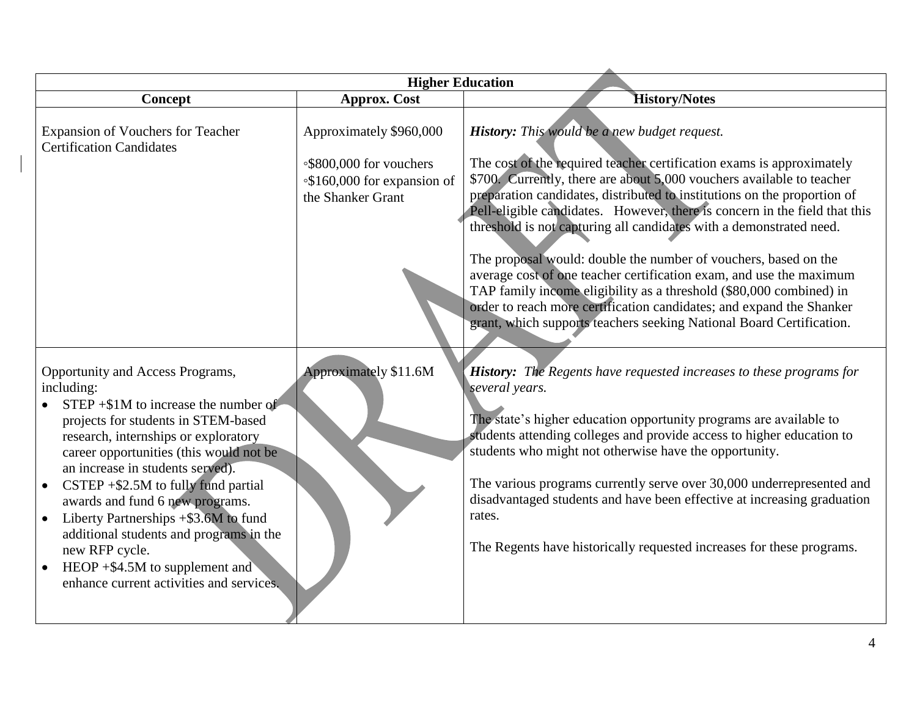| Higher Education | | |
|---|---|---|
| **Concept** | **Approx. Cost** | **History/Notes** |
| Expansion of Vouchers for Teacher Certification Candidates | Approximately $960,000<br><br>◦$800,000 for vouchers<br>◦$160,000 for expansion of the Shanker Grant | ***History:*** *This would be a new budget request.*<br><br>The cost of the required teacher certification exams is approximately $700. Currently, there are about 5,000 vouchers available to teacher preparation candidates, distributed to institutions on the proportion of Pell-eligible candidates. However, there is concern in the field that this threshold is not capturing all candidates with a demonstrated need.<br><br>The proposal would: double the number of vouchers, based on the average cost of one teacher certification exam, and use the maximum TAP family income eligibility as a threshold ($80,000 combined) in order to reach more certification candidates; and expand the Shanker grant, which supports teachers seeking National Board Certification. |
| Opportunity and Access Programs, including:<br>• STEP +$1M to increase the number of projects for students in STEM-based research, internships or exploratory career opportunities (this would not be an increase in students served).<br>• CSTEP +$2.5M to fully fund partial awards and fund 6 new programs.<br>• Liberty Partnerships +$3.6M to fund additional students and programs in the new RFP cycle.<br>• HEOP +$4.5M to supplement and enhance current activities and services. | Approximately $11.6M | ***History:*** *The Regents have requested increases to these programs for several years.*<br><br>The state's higher education opportunity programs are available to students attending colleges and provide access to higher education to students who might not otherwise have the opportunity.<br><br>The various programs currently serve over 30,000 underrepresented and disadvantaged students and have been effective at increasing graduation rates.<br><br>The Regents have historically requested increases for these programs. |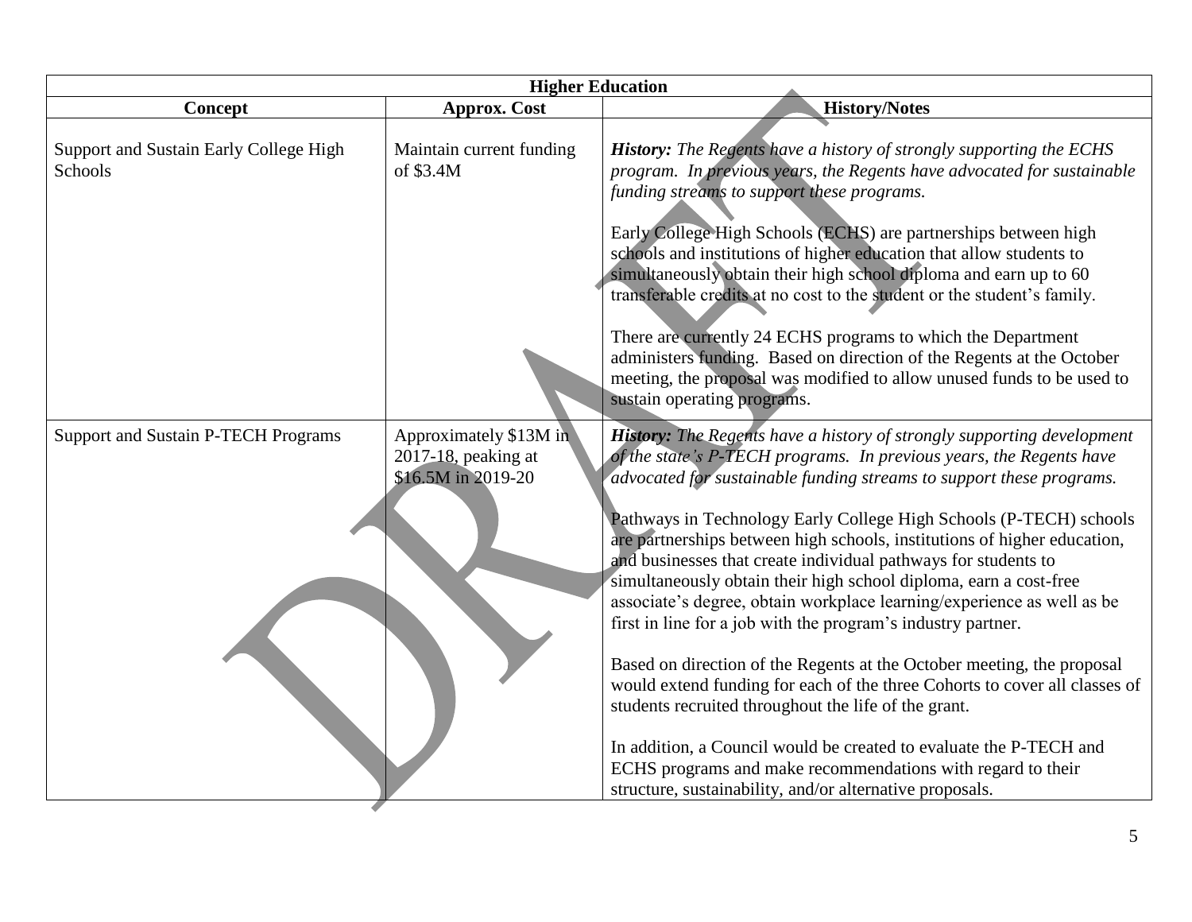| Higher Education | | |
|---|---|---|
| **Concept** | **Approx. Cost** | **History/Notes** |
| Support and Sustain Early College High Schools | Maintain current funding of $3.4M | ***History:*** *The Regents have a history of strongly supporting the ECHS program. In previous years, the Regents have advocated for sustainable funding streams to support these programs.*<br><br>Early College High Schools (ECHS) are partnerships between high schools and institutions of higher education that allow students to simultaneously obtain their high school diploma and earn up to 60 transferable credits at no cost to the student or the student's family.<br><br>There are currently 24 ECHS programs to which the Department administers funding. Based on direction of the Regents at the October meeting, the proposal was modified to allow unused funds to be used to sustain operating programs. |
| Support and Sustain P-TECH Programs | Approximately $13M in 2017-18, peaking at $16.5M in 2019-20 | ***History:*** *The Regents have a history of strongly supporting development of the state's P-TECH programs. In previous years, the Regents have advocated for sustainable funding streams to support these programs.*<br><br>Pathways in Technology Early College High Schools (P-TECH) schools are partnerships between high schools, institutions of higher education, and businesses that create individual pathways for students to simultaneously obtain their high school diploma, earn a cost-free associate's degree, obtain workplace learning/experience as well as be first in line for a job with the program's industry partner.<br><br>Based on direction of the Regents at the October meeting, the proposal would extend funding for each of the three Cohorts to cover all classes of students recruited throughout the life of the grant.<br><br>In addition, a Council would be created to evaluate the P-TECH and ECHS programs and make recommendations with regard to their structure, sustainability, and/or alternative proposals. |